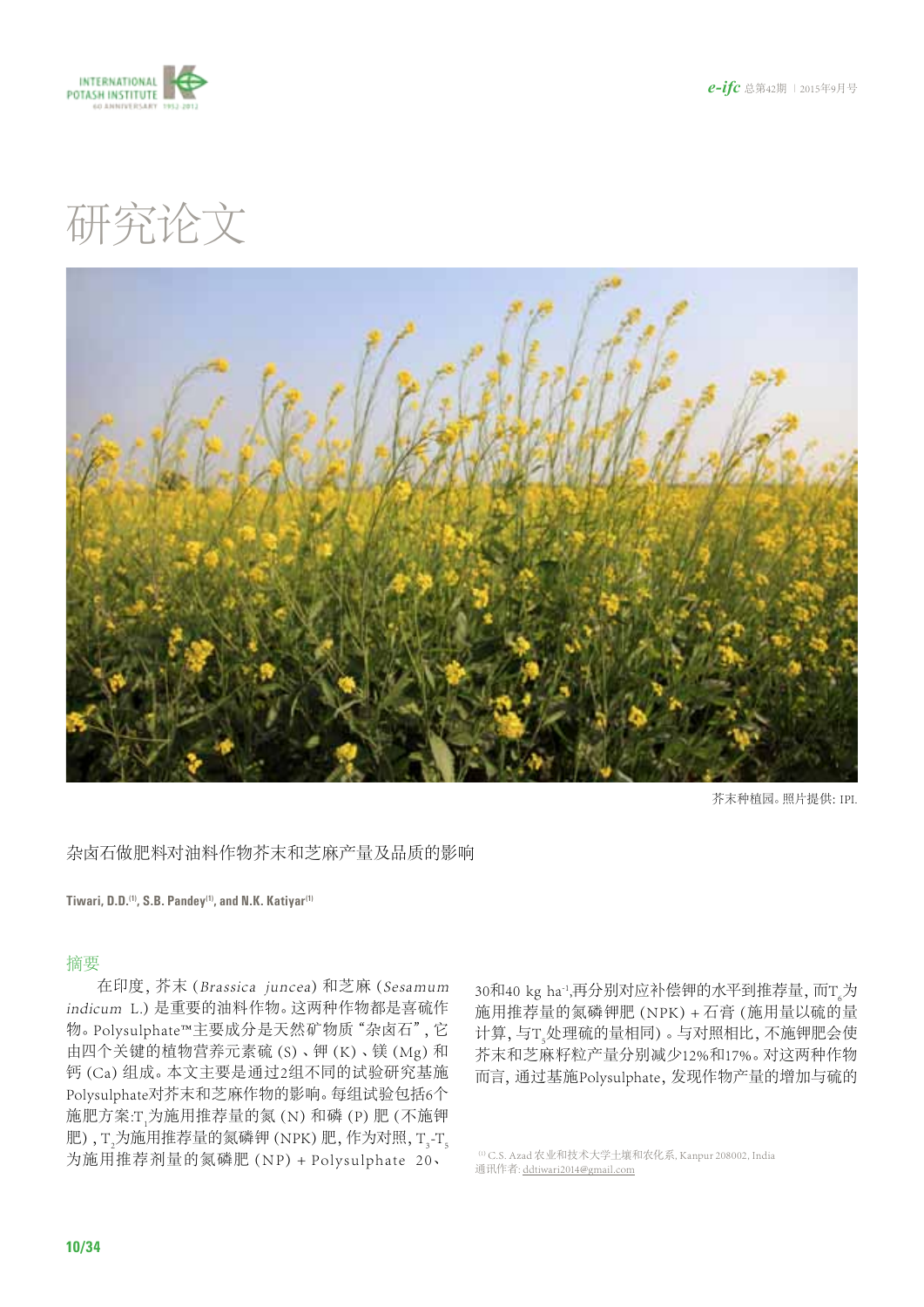# 研究论文

芥末种植园。照片提供: IPI.

## 杂卤石做肥料对油料作物芥末和芝麻产量及品质的影响

**Tiwari, D.D.[1], S.B. Pandey[1], and N.K. Katiyar[1]**

### 摘要

在印度, 芥末 (*Brassica juncea*) 和芝麻 (*Sesamum indicum* L.) 是重要的油料作物。这两种作物都是喜硫作物。Polysulphate™主要成分是天然矿物质"杂卤石", 它由四个关键的植物营养元素硫 (S) 、钾 (K) 、镁 (Mg) 和钙 (Ca) 组成。本文主要是通过2组不同的试验研究基施Polysulphate对芥末和芝麻作物的影响。每组试验包括6个施肥方案:$T_1$为施用推荐量的氮 (N) 和磷 (P) 肥 (不施钾肥) , $T_2$为施用推荐量的氮磷钾 (NPK) 肥, 作为对照, $T_3$-$T_5$为施用推荐剂量的氮磷肥 (NP) + Polysulphate 20、30和40 kg $ha^{-1}$,再分别对应补偿钾的水平到推荐量, 而$T_6$为施用推荐量的氮磷钾肥 (NPK) + 石膏 (施用量以硫的量计算, 与$T_5$处理硫的量相同) 。与对照相比, 不施钾肥会使芥末和芝麻籽粒产量分别减少12%和17%。对这两种作物而言, 通过基施Polysulphate, 发现作物产量的增加与硫的

[1] C.S. Azad 农业和技术大学土壤和农化系, Kanpur 208002, India
通讯作者: ddtiwari2014@gmail.com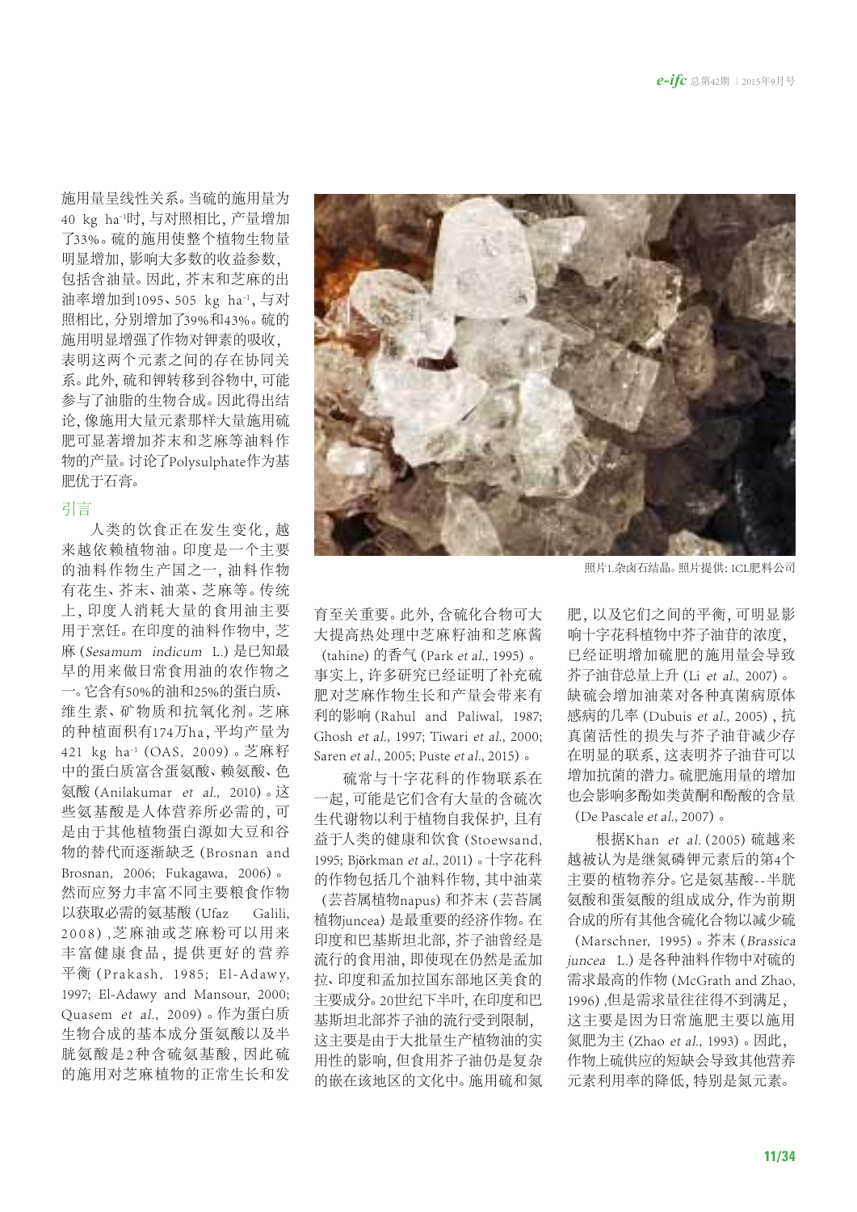施用量呈线性关系。当硫的施用量为40 kg $ha^{-1}$时，与对照相比，产量增加了33%。硫的施用使整个植物生物量明显增加，影响大多数的收益参数，包括含油量。因此，芥末和芝麻的出油率增加到1095、505 kg $ha^{-1}$，与对照相比，分别增加了39%和43%。硫的施用明显增强了作物对钾素的吸收，表明这两个元素之间的存在协同关系。此外，硫和钾转移到谷物中，可能参与了油脂的生物合成。因此得出结论，像施用大量元素那样大量施用硫肥可显著增加芥末和芝麻等油料作物的产量。讨论了Polysulphate作为基肥优于石膏。

## 引言

人类的饮食正在发生变化，越来越依赖植物油。印度是一个主要的油料作物生产国之一，油料作物有花生、芥末、油菜、芝麻等。传统上，印度人消耗大量的食用油主要用于烹饪。在印度的油料作物中，芝麻（*Sesamum indicum* L.）是已知最早的用来做日常食用油的农作物之一。它含有50%的油和25%的蛋白质、维生素、矿物质和抗氧化剂。芝麻的种植面积有174万ha，平均产量为421 kg $ha^{-1}$（OAS，2009）。芝麻籽中的蛋白质富含蛋氨酸、赖氨酸、色氨酸（Anilakumar *et al.*，2010）。这些氨基酸是人体营养所必需的，可是由于其他植物蛋白源如大豆和谷物的替代而逐渐缺乏（Brosnan and Brosnan，2006；Fukagawa，2006）。然而应努力丰富不同主要粮食作物以获取必需的氨基酸（Ufaz Galili，2008），芝麻油或芝麻粉可以用来丰富健康食品，提供更好的营养平衡（Prakash，1985；El-Adawy，1997；El-Adawy and Mansour，2000；Quasem *et al.*，2009）。作为蛋白质生物合成的基本成分蛋氨酸以及半胱氨酸是2种含硫氨基酸，因此硫的施用对芝麻植物的正常生长和发育至关重要。此外，含硫化合物可大大提高热处理中芝麻籽油和芝麻酱（tahine）的香气（Park *et al.*，1995）。事实上，许多研究已经证明了补充硫肥对芝麻作物生长和产量会带来有利的影响（Rahul and Paliwal，1987；Ghosh *et al.*，1997；Tiwari *et al.*，2000；Saren *et al.*，2005；Puste *et al.*，2015）。

照片1.杂卤石结晶。照片提供：ICL肥料公司

硫常与十字花科的作物联系在一起，可能是它们含有大量的含硫次生代谢物以利于植物自我保护，且有益于人类的健康和饮食（Stoewsand，1995；Björkman *et al.*，2011）。十字花科的作物包括几个油料作物，其中油菜（芸苔属植物napus）和芥末（芸苔属植物juncea）是最重要的经济作物。在印度和巴基斯坦北部，芥子油曾经是流行的食用油，即使现在仍然是孟加拉、印度和孟加拉国东部地区美食的主要成分。20世纪下半叶，在印度和巴基斯坦北部芥子油的流行受到限制，这主要是由于大批量生产植物油的实用性的影响，但食用芥子油仍是复杂的嵌在该地区的文化中。施用硫和氮肥，以及它们之间的平衡，可明显影响十字花科植物中芥子油苷的浓度，已经证明增加硫肥的施用量会导致芥子油苷总量上升（Li *et al.*，2007）。缺硫会增加油菜对各种真菌病原体感病的几率（Dubuis *et al.*，2005），抗真菌活性的损失与芥子油苷减少存在明显的联系，这表明芥子油苷可以增加抗菌的潜力。硫肥施用量的增加也会影响多酚如类黄酮和酚酸的含量（De Pascale *et al.*，2007）。

根据Khan *et al.*（2005）硫越来越被认为是继氮磷钾元素后的第4个主要的植物养分。它是氨基酸--半胱氨酸和蛋氨酸的组成成分，作为前期合成的所有其他含硫化合物以减少硫（Marschner，1995）。芥末（*Brassica juncea* L.）是各种油料作物中对硫的需求最高的作物（McGrath and Zhao，1996），但是需求量往往得不到满足，这主要是因为日常施肥主要以施用氮肥为主（Zhao *et al.*，1993）。因此，作物上硫供应的短缺会导致其他营养元素利用率的降低，特别是氮元素。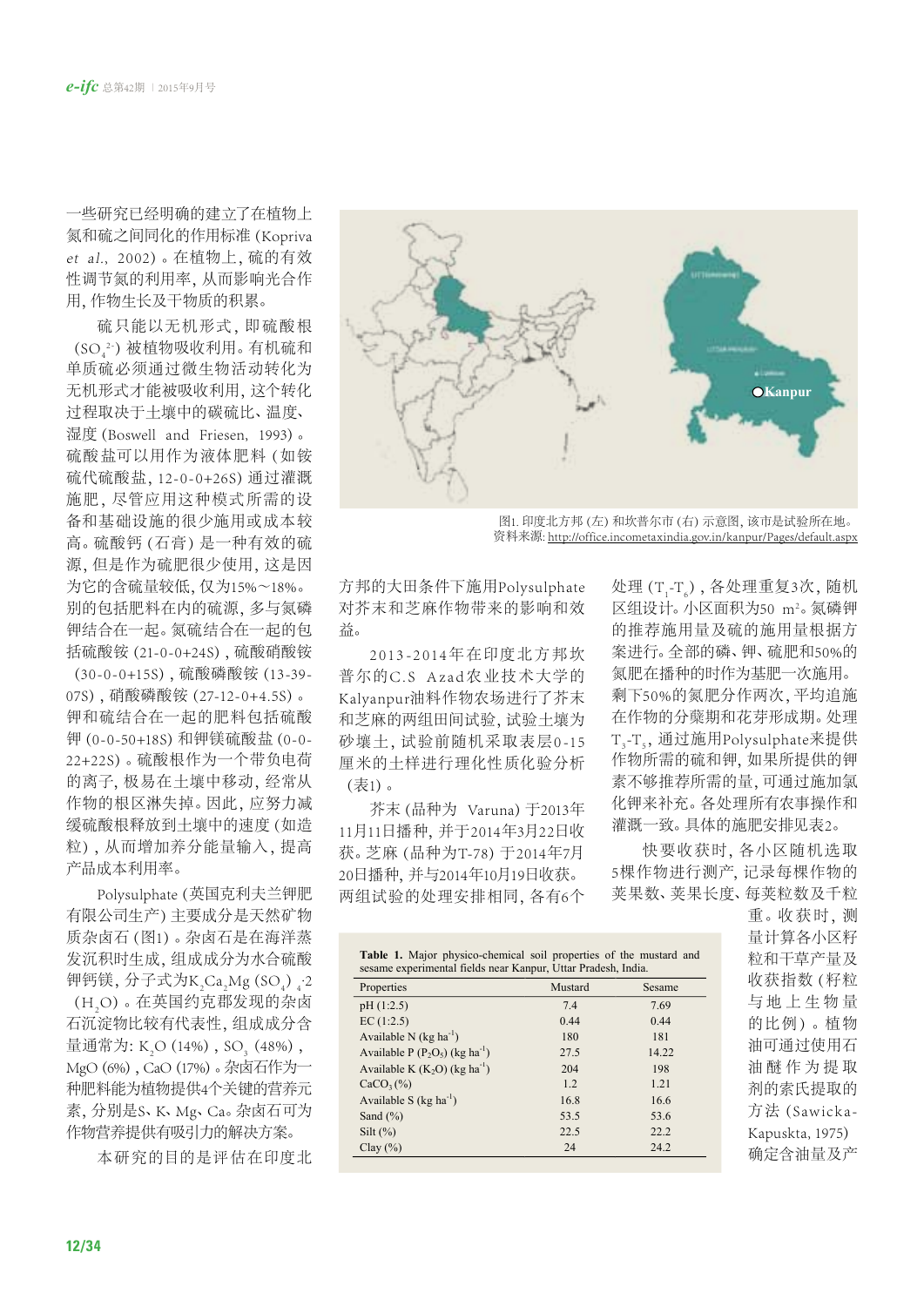一些研究已经明确的建立了在植物上氮和硫之间同化的作用标准 (Kopriva *et al.*, 2002)。在植物上，硫的有效性调节氮的利用率，从而影响光合作用，作物生长及干物质的积累。

硫只能以无机形式，即硫酸根 ($SO_4^{2-}$) 被植物吸收利用。有机硫和单质硫必须通过微生物活动转化为无机形式才能被吸收利用，这个转化过程取决于土壤中的碳硫比、温度、湿度 (Boswell and Friesen, 1993)。硫酸盐可以用作为液体肥料 (如铵硫代硫酸盐，12-0-0+26S) 通过灌溉施肥，尽管应用这种模式所需的设备和基础设施的很少施用或成本较高。硫酸钙 (石膏) 是一种有效的硫源，但是作为硫肥很少使用，这是因为它的含硫量较低，仅为15%～18%。别的包括肥料在内的硫源，多与氮磷钾结合在一起。氮硫结合在一起的包括硫酸铵 (21-0-0+24S)，硫酸硝酸铵 (30-0-0+15S)，硫酸磷酸铵 (13-39-07S)，硝酸磷酸铵 (27-12-0+4.5S)。钾和硫结合在一起的肥料包括硫酸钾 (0-0-50+18S) 和钾镁硫酸盐 (0-0-22+22S)。硫酸根作为一个带负电荷的离子，极易在土壤中移动，经常从作物的根区淋失掉。因此，应努力减缓硫酸根释放到土壤中的速度 (如造粒)，从而增加养分能量输入，提高产品成本利用率。

Polysulphate (英国克利夫兰钾肥有限公司生产) 主要成分是天然矿物质杂卤石 (图1)。杂卤石是在海洋蒸发沉积时生成，组成成分为水合硫酸钾钙镁，分子式为$K_2Ca_2Mg(SO_4)_4 \cdot 2(H_2O)$。在英国约克郡发现的杂卤石沉淀物比较有代表性，组成成分含量通常为：$K_2O$ (14%)，$SO_3$ (48%)，MgO (6%)，CaO (17%)。杂卤石作为一种肥料能为植物提供4个关键的营养元素，分别是S、K、Mg、Ca。杂卤石可为作物营养提供有吸引力的解决方案。

本研究的目的是评估在印度北方邦的大田条件下施用Polysulphate对芥末和芝麻作物带来的影响和效益。

图1. 印度北方邦 (左) 和坎普尔市 (右) 示意图，该市是试验所在地。
资料来源: http://office.incometaxindia.gov.in/kanpur/Pages/default.aspx

2013-2014年在印度北方邦坎普尔的C.S Azad农业技术大学的Kalyanpur油料作物农场进行了芥末和芝麻的两组田间试验，试验土壤为砂壤土，试验前随机采取表层0-15厘米的土样进行理化性质化验分析 (表1)。

芥末 (品种为 Varuna) 于2013年11月11日播种，并于2014年3月22日收获。芝麻 (品种为T-78) 于2014年7月20日播种，并与2014年10月19日收获。两组试验的处理安排相同，各有6个处理 ($T_1$-$T_6$)，各处理重复3次，随机区组设计。小区面积为50 $m^2$。氮磷钾的推荐施用量及硫的施用量根据方案进行。全部的磷、钾、硫肥和50%的氮肥在播种的时作为基肥一次施用。剩下50%的氮肥分作两次，平均追施在作物的分蘖期和花芽形成期。处理$T_3$-$T_5$，通过施用Polysulphate来提供作物所需的硫和钾，如果所提供的钾素不够推荐所需的量，可通过施加氯化钾来补充。各处理所有农事操作和灌溉一致。具体的施肥安排见表2。

快要收获时，各小区随机选取5棵作物进行测产，记录每棵作物的荚果数、荚果长度、每荚粒数及千粒重。收获时，测量计算各小区籽粒和干草产量及收获指数 (籽粒与地上生物量的比例)。植物油可通过使用石油醚作为提取剂的索氏提取的方法 (Sawicka-Kapuskta, 1975) 确定含油量及产

**Table 1.** Major physico-chemical soil properties of the mustard and sesame experimental fields near Kanpur, Uttar Pradesh, India.

| Properties | Mustard | Sesame |
|---|---|---|
| pH (1:2.5) | 7.4 | 7.69 |
| EC (1:2.5) | 0.44 | 0.44 |
| Available N (kg ha$^{-1}$) | 180 | 181 |
| Available P ($P_2O_5$) (kg ha$^{-1}$) | 27.5 | 14.22 |
| Available K ($K_2O$) (kg ha$^{-1}$) | 204 | 198 |
| $CaCO_3$ (%) | 1.2 | 1.21 |
| Available S (kg ha$^{-1}$) | 16.8 | 16.6 |
| Sand (%) | 53.5 | 53.6 |
| Silt (%) | 22.5 | 22.2 |
| Clay (%) | 24 | 24.2 |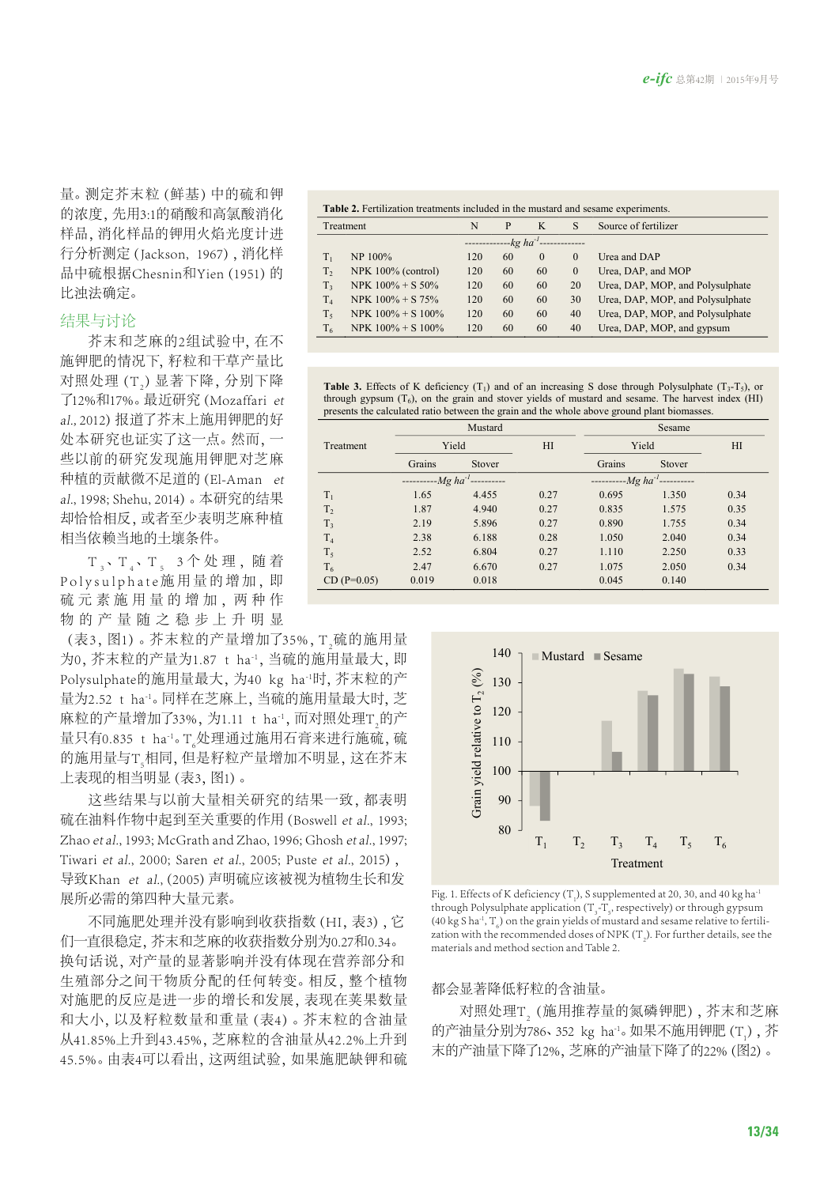量。测定芥末粒（鲜基）中的硫和钾的浓度，先用3:1的硝酸和高氯酸消化样品，消化样品的钾用火焰光度计进行分析测定（Jackson, 1967），消化样品中硫根据Chesnin和Yien (1951) 的比浊法确定。

## 结果与讨论

芥末和芝麻的2组试验中，在不施钾肥的情况下，籽粒和干草产量比对照处理（$T_2$）显著下降，分别下降了12%和17%。最近研究（Mozaffari *et al.*, 2012）报道了芥末上施用钾肥的好处本研究也证实了这一点。然而，一些以前的研究发现施用钾肥对芝麻种植的贡献微不足道的（El-Aman *et al.*, 1998; Shehu, 2014）。本研究的结果却恰恰相反，或者至少表明芝麻种植相当依赖当地的土壤条件。

$T_3$、$T_4$、$T_5$ 3个处理，随着Polysulphate施用量的增加，即硫元素施用量的增加，两种作物的产量随之稳步上升明显（表3，图1）。芥末粒的产量增加了35%，$T_2$硫的施用量为0，芥末粒的产量为1.87 t $ha^{-1}$，当硫的施用量最大，即Polysulphate的施用量最大，为40 kg $ha^{-1}$时，芥末粒的产量为2.52 t $ha^{-1}$。同样在芝麻上，当硫的施用量最大时，芝麻粒的产量增加了33%，为1.11 t $ha^{-1}$，而对照处理$T_2$的产量只有0.835 t $ha^{-1}$。$T_6$处理通过施用石膏来进行施硫，硫的施用量与$T_5$相同，但是籽粒产量增加不明显，这在芥末上表现的相当明显（表3，图1）。

这些结果与以前大量相关研究的结果一致，都表明硫在油料作物中起到至关重要的作用（Boswell *et al.*, 1993; Zhao *et al.*, 1993; McGrath and Zhao, 1996; Ghosh *et al.*, 1997; Tiwari *et al.*, 2000; Saren *et al.*, 2005; Puste *et al.*, 2015），导致Khan *et al.*, (2005) 声明硫应该被视为植物生长和发展所必需的第四种大量元素。

不同施肥处理并没有影响到收获指数（HI，表3），它们一直很稳定，芥末和芝麻的收获指数分别为0.27和0.34。换句话说，对产量的显著影响并没有体现在营养部分和生殖部分之间干物质分配的任何转变。相反，整个植物对施肥的反应是进一步的增长和发展，表现在荚果数量和大小，以及籽粒数量和重量（表4）。芥末粒的含油量从41.85%上升到43.45%，芝麻粒的含油量从42.2%上升到45.5%。由表4可以看出，这两组试验，如果施肥缺钾和硫都会显著降低籽粒的含油量。

对照处理$T_2$（施用推荐量的氮磷钾肥），芥末和芝麻的产油量分别为786、352 kg $ha^{-1}$。如果不施用钾肥（$T_1$），芥末的产油量下降了12%，芝麻的产油量下降了的22%（图2）。

**Table 2.** Fertilization treatments included in the mustard and sesame experiments.

| Treatment | | N | P | K | S | Source of fertilizer |
|---|---|---|---|---|---|---|
| | | -------------kg $ha^{-1}$ | ------------- | | | |
| $T_1$ | NP 100% | 120 | 60 | 0 | 0 | Urea and DAP |
| $T_2$ | NPK 100% (control) | 120 | 60 | 60 | 0 | Urea, DAP, and MOP |
| $T_3$ | NPK 100% + S 50% | 120 | 60 | 60 | 20 | Urea, DAP, MOP, and Polysulphate |
| $T_4$ | NPK 100% + S 75% | 120 | 60 | 60 | 30 | Urea, DAP, MOP, and Polysulphate |
| $T_5$ | NPK 100% + S 100% | 120 | 60 | 60 | 40 | Urea, DAP, MOP, and Polysulphate |
| $T_6$ | NPK 100% + S 100% | 120 | 60 | 60 | 40 | Urea, DAP, MOP, and gypsum |

**Table 3.** Effects of K deficiency ($T_1$) and of an increasing S dose through Polysulphate ($T_3$-$T_5$), or through gypsum ($T_6$), on the grain and stover yields of mustard and sesame. The harvest index (HI) presents the calculated ratio between the grain and the whole above ground plant biomasses.

| Treatment | Mustard | | | Sesame | | |
|---|---|---|---|---|---|---|
| | Yield | | HI | Yield | | HI |
| | Grains | Stover | | Grains | Stover | |
| | ----------Mg $ha^{-1}$ | ---------- | | ----------Mg $ha^{-1}$ | ---------- | |
| $T_1$ | 1.65 | 4.455 | 0.27 | 0.695 | 1.350 | 0.34 |
| $T_2$ | 1.87 | 4.940 | 0.27 | 0.835 | 1.575 | 0.35 |
| $T_3$ | 2.19 | 5.896 | 0.27 | 0.890 | 1.755 | 0.34 |
| $T_4$ | 2.38 | 6.188 | 0.28 | 1.050 | 2.040 | 0.34 |
| $T_5$ | 2.52 | 6.804 | 0.27 | 1.110 | 2.250 | 0.33 |
| $T_6$ | 2.47 | 6.670 | 0.27 | 1.075 | 2.050 | 0.34 |
| CD (P=0.05) | 0.019 | 0.018 | | 0.045 | 0.140 | |

Fig. 1. Effects of K deficiency ($T_1$), S supplemented at 20, 30, and 40 kg $ha^{-1}$ through Polysulphate application ($T_3$-$T_5$, respectively) or through gypsum (40 kg S $ha^{-1}$, $T_6$) on the grain yields of mustard and sesame relative to fertilization with the recommended doses of NPK ($T_2$). For further details, see the materials and method section and Table 2.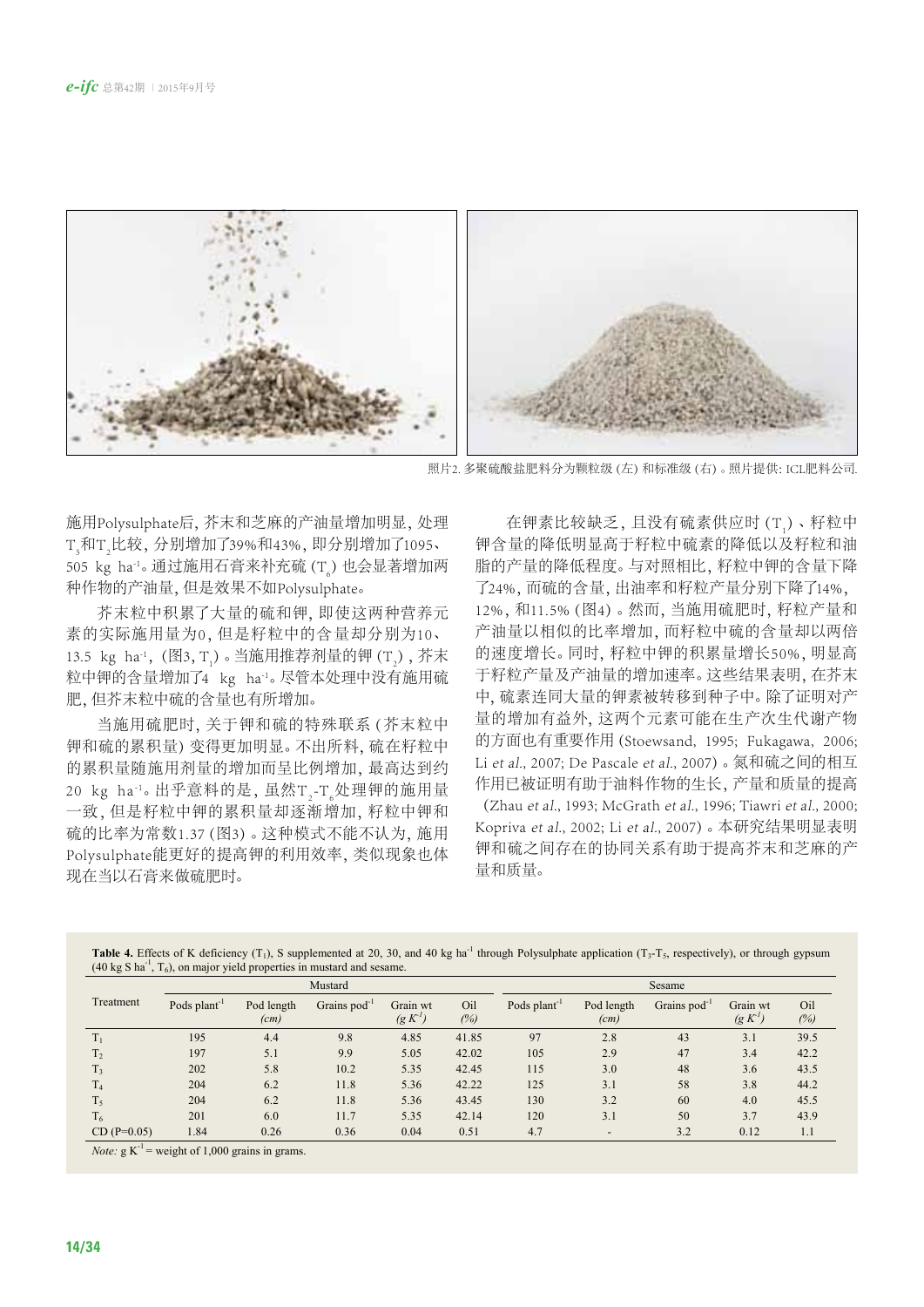照片2. 多聚硫酸盐肥料分为颗粒级 (左) 和标准级 (右) 。照片提供: ICL肥料公司.

施用Polysulphate后, 芥末和芝麻的产油量增加明显, 处理$T_5$和$T_2$比较, 分别增加了39%和43%, 即分别增加了1095、505 kg $ha^{-1}$。通过施用石膏来补充硫 ($T_6$) 也会显著增加两种作物的产油量, 但是效果不如Polysulphate。

芥末粒中积累了大量的硫和钾, 即使这两种营养元素的实际施用量为0, 但是籽粒中的含量却分别为10、13.5 kg $ha^{-1}$, (图3, $T_1$) 。当施用推荐剂量的钾 ($T_2$) , 芥末粒中钾的含量增加了4 kg $ha^{-1}$。尽管本处理中没有施用硫肥, 但芥末粒中硫的含量也有所增加。

当施用硫肥时, 关于钾和硫的特殊联系 (芥末粒中钾和硫的累积量) 变得更加明显。不出所料, 硫在籽粒中的累积量随施用剂量的增加而呈比例增加, 最高达到约20 kg $ha^{-1}$。出乎意料的是, 虽然$T_2$-$T_6$处理钾的施用量一致, 但是籽粒中钾的累积量却逐渐增加, 籽粒中钾和硫的比率为常数1.37 (图3) 。这种模式不能不认为, 施用Polysulphate能更好的提高钾的利用效率, 类似现象也体现在当以石膏来做硫肥时。

在钾素比较缺乏, 且没有硫素供应时 ($T_1$) 、籽粒中钾含量的降低明显高于籽粒中硫素的降低以及籽粒和油脂的产量的降低程度。与对照相比, 籽粒中钾的含量下降了24%, 而硫的含量, 出油率和籽粒产量分别下降了14%, 12%, 和11.5% (图4) 。然而, 当施用硫肥时, 籽粒产量和产油量以相似的比率增加, 而籽粒中硫的含量却以两倍的速度增长。同时, 籽粒中钾的积累量增长50%, 明显高于籽粒产量及产油量的增加速率。这些结果表明, 在芥末中, 硫素连同大量的钾素被转移到种子中。除了证明对产量的增加有益外, 这两个元素可能在生产次生代谢产物的方面也有重要作用 (Stoewsand, 1995; Fukagawa, 2006; Li *et al*., 2007; De Pascale *et al*., 2007) 。氮和硫之间的相互作用已被证明有助于油料作物的生长, 产量和质量的提高 (Zhau *et al*., 1993; McGrath *et al*., 1996; Tiawri *et al*., 2000; Kopriva *et al*., 2002; Li *et al*., 2007) 。本研究结果明显表明钾和硫之间存在的协同关系有助于提高芥末和芝麻的产量和质量。

**Table 4.** Effects of K deficiency ($T_1$), S supplemented at 20, 30, and 40 kg $ha^{-1}$ through Polysulphate application ($T_3$-$T_5$, respectively), or through gypsum (40 kg S $ha^{-1}$, $T_6$), on major yield properties in mustard and sesame.

| Treatment | Mustard | | | | | Sesame | | | | |
|---|---|---|---|---|---|---|---|---|---|---|
| | Pods $plant^{-1}$ | Pod length *(cm)* | Grains $pod^{-1}$ | Grain wt *($g\ K^{-1}$)* | Oil *(%)* | Pods $plant^{-1}$ | Pod length *(cm)* | Grains $pod^{-1}$ | Grain wt *($g\ K^{-1}$)* | Oil *(%)* |
| $T_1$ | 195 | 4.4 | 9.8 | 4.85 | 41.85 | 97 | 2.8 | 43 | 3.1 | 39.5 |
| $T_2$ | 197 | 5.1 | 9.9 | 5.05 | 42.02 | 105 | 2.9 | 47 | 3.4 | 42.2 |
| $T_3$ | 202 | 5.8 | 10.2 | 5.35 | 42.45 | 115 | 3.0 | 48 | 3.6 | 43.5 |
| $T_4$ | 204 | 6.2 | 11.8 | 5.36 | 42.22 | 125 | 3.1 | 58 | 3.8 | 44.2 |
| $T_5$ | 204 | 6.2 | 11.8 | 5.36 | 43.45 | 130 | 3.2 | 60 | 4.0 | 45.5 |
| $T_6$ | 201 | 6.0 | 11.7 | 5.35 | 42.14 | 120 | 3.1 | 50 | 3.7 | 43.9 |
| CD (P=0.05) | 1.84 | 0.26 | 0.36 | 0.04 | 0.51 | 4.7 | - | 3.2 | 0.12 | 1.1 |

*Note:* g $K^{-1}$ = weight of 1,000 grains in grams.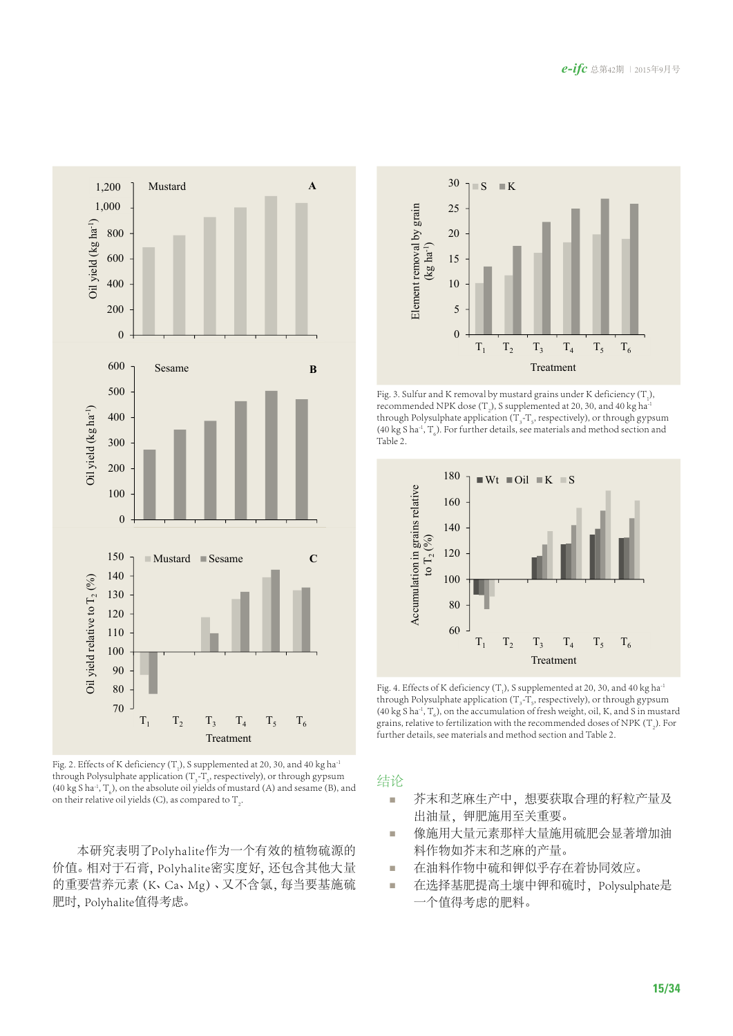Fig. 2. Effects of K deficiency ($T_1$), S supplemented at 20, 30, and 40 kg $ha^{-1}$ through Polysulphate application ($T_3$-$T_5$, respectively), or through gypsum (40 kg S $ha^{-1}$, $T_6$), on the absolute oil yields of mustard (A) and sesame (B), and on their relative oil yields (C), as compared to $T_2$.

Fig. 3. Sulfur and K removal by mustard grains under K deficiency ($T_1$), recommended NPK dose ($T_2$), S supplemented at 20, 30, and 40 kg $ha^{-1}$ through Polysulphate application ($T_3$-$T_5$, respectively), or through gypsum (40 kg S $ha^{-1}$, $T_6$). For further details, see materials and method section and Table 2.

Fig. 4. Effects of K deficiency ($T_1$), S supplemented at 20, 30, and 40 kg $ha^{-1}$ through Polysulphate application ($T_3$-$T_5$, respectively), or through gypsum (40 kg S $ha^{-1}$, $T_6$), on the accumulation of fresh weight, oil, K, and S in mustard grains, relative to fertilization with the recommended doses of NPK ($T_2$). For further details, see materials and method section and Table 2.

本研究表明了Polyhalite作为一个有效的植物硫源的价值。相对于石膏，Polyhalite密实度好，还包含其他大量的重要营养元素（K、Ca、Mg）、又不含氯，每当要基施硫肥时，Polyhalite值得考虑。

## 结论

- 芥末和芝麻生产中，想要获取合理的籽粒产量及出油量，钾肥施用至关重要。
- 像施用大量元素那样大量施用硫肥会显著增加油料作物如芥末和芝麻的产量。
- 在油料作物中硫和钾似乎存在着协同效应。
- 在选择基肥提高土壤中钾和硫时，Polysulphate是一个值得考虑的肥料。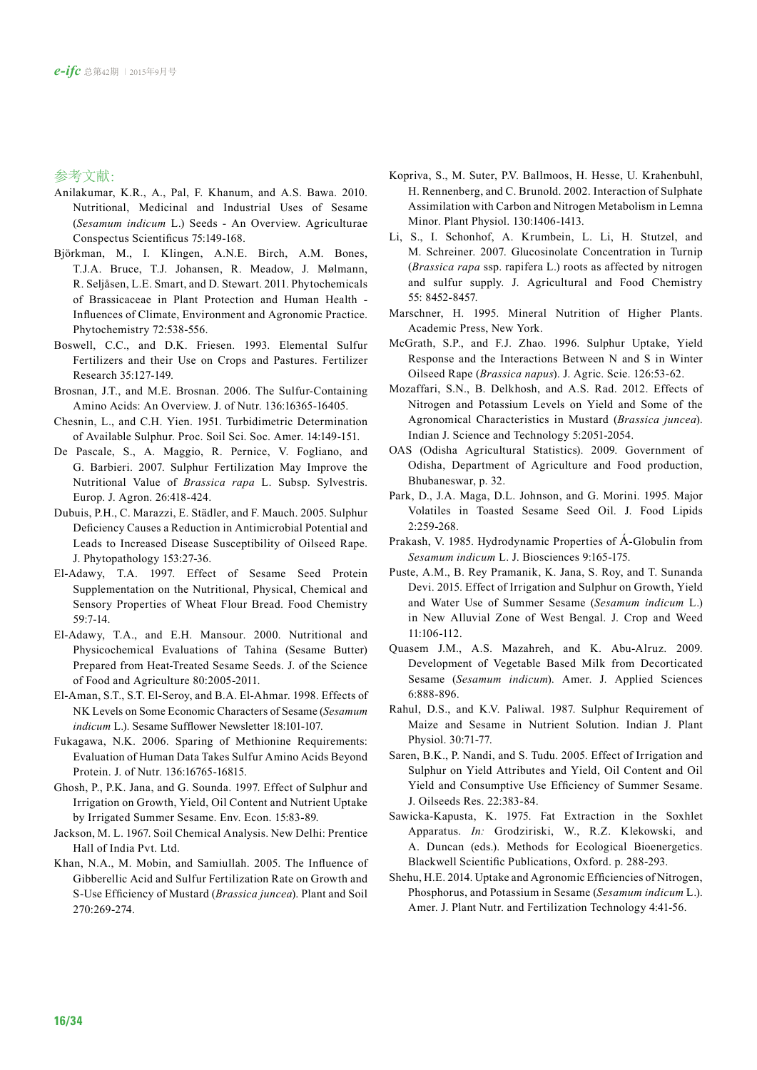## 参考文献:

Anilakumar, K.R., A., Pal, F. Khanum, and A.S. Bawa. 2010. Nutritional, Medicinal and Industrial Uses of Sesame (*Sesamum indicum* L.) Seeds - An Overview. Agriculturae Conspectus Scientificus 75:149-168.

Björkman, M., I. Klingen, A.N.E. Birch, A.M. Bones, T.J.A. Bruce, T.J. Johansen, R. Meadow, J. Mølmann, R. Seljåsen, L.E. Smart, and D. Stewart. 2011. Phytochemicals of Brassicaceae in Plant Protection and Human Health - Influences of Climate, Environment and Agronomic Practice. Phytochemistry 72:538-556.

Boswell, C.C., and D.K. Friesen. 1993. Elemental Sulfur Fertilizers and their Use on Crops and Pastures. Fertilizer Research 35:127-149.

Brosnan, J.T., and M.E. Brosnan. 2006. The Sulfur-Containing Amino Acids: An Overview. J. of Nutr. 136:16365-16405.

Chesnin, L., and C.H. Yien. 1951. Turbidimetric Determination of Available Sulphur. Proc. Soil Sci. Soc. Amer. 14:149-151.

De Pascale, S., A. Maggio, R. Pernice, V. Fogliano, and G. Barbieri. 2007. Sulphur Fertilization May Improve the Nutritional Value of *Brassica rapa* L. Subsp. Sylvestris. Europ. J. Agron. 26:418-424.

Dubuis, P.H., C. Marazzi, E. Städler, and F. Mauch. 2005. Sulphur Deficiency Causes a Reduction in Antimicrobial Potential and Leads to Increased Disease Susceptibility of Oilseed Rape. J. Phytopathology 153:27-36.

El-Adawy, T.A. 1997. Effect of Sesame Seed Protein Supplementation on the Nutritional, Physical, Chemical and Sensory Properties of Wheat Flour Bread. Food Chemistry 59:7-14.

El-Adawy, T.A., and E.H. Mansour. 2000. Nutritional and Physicochemical Evaluations of Tahina (Sesame Butter) Prepared from Heat-Treated Sesame Seeds. J. of the Science of Food and Agriculture 80:2005-2011.

El-Aman, S.T., S.T. El-Seroy, and B.A. El-Ahmar. 1998. Effects of NK Levels on Some Economic Characters of Sesame (*Sesamum indicum* L.). Sesame Sufflower Newsletter 18:101-107.

Fukagawa, N.K. 2006. Sparing of Methionine Requirements: Evaluation of Human Data Takes Sulfur Amino Acids Beyond Protein. J. of Nutr. 136:16765-16815.

Ghosh, P., P.K. Jana, and G. Sounda. 1997. Effect of Sulphur and Irrigation on Growth, Yield, Oil Content and Nutrient Uptake by Irrigated Summer Sesame. Env. Econ. 15:83-89.

Jackson, M. L. 1967. Soil Chemical Analysis. New Delhi: Prentice Hall of India Pvt. Ltd.

Khan, N.A., M. Mobin, and Samiullah. 2005. The Influence of Gibberellic Acid and Sulfur Fertilization Rate on Growth and S-Use Efficiency of Mustard (*Brassica juncea*). Plant and Soil 270:269-274.

Kopriva, S., M. Suter, P.V. Ballmoos, H. Hesse, U. Krahenbuhl, H. Rennenberg, and C. Brunold. 2002. Interaction of Sulphate Assimilation with Carbon and Nitrogen Metabolism in Lemna Minor. Plant Physiol. 130:1406-1413.

Li, S., I. Schonhof, A. Krumbein, L. Li, H. Stutzel, and M. Schreiner. 2007. Glucosinolate Concentration in Turnip (*Brassica rapa* ssp. rapifera L.) roots as affected by nitrogen and sulfur supply. J. Agricultural and Food Chemistry 55: 8452-8457.

Marschner, H. 1995. Mineral Nutrition of Higher Plants. Academic Press, New York.

McGrath, S.P., and F.J. Zhao. 1996. Sulphur Uptake, Yield Response and the Interactions Between N and S in Winter Oilseed Rape (*Brassica napus*). J. Agric. Scie. 126:53-62.

Mozaffari, S.N., B. Delkhosh, and A.S. Rad. 2012. Effects of Nitrogen and Potassium Levels on Yield and Some of the Agronomical Characteristics in Mustard (*Brassica juncea*). Indian J. Science and Technology 5:2051-2054.

OAS (Odisha Agricultural Statistics). 2009. Government of Odisha, Department of Agriculture and Food production, Bhubaneswar, p. 32.

Park, D., J.A. Maga, D.L. Johnson, and G. Morini. 1995. Major Volatiles in Toasted Sesame Seed Oil. J. Food Lipids 2:259-268.

Prakash, V. 1985. Hydrodynamic Properties of Á-Globulin from *Sesamum indicum* L. J. Biosciences 9:165-175.

Puste, A.M., B. Rey Pramanik, K. Jana, S. Roy, and T. Sunanda Devi. 2015. Effect of Irrigation and Sulphur on Growth, Yield and Water Use of Summer Sesame (*Sesamum indicum* L.) in New Alluvial Zone of West Bengal. J. Crop and Weed 11:106-112.

Quasem J.M., A.S. Mazahreh, and K. Abu-Alruz. 2009. Development of Vegetable Based Milk from Decorticated Sesame (*Sesamum indicum*). Amer. J. Applied Sciences 6:888-896.

Rahul, D.S., and K.V. Paliwal. 1987. Sulphur Requirement of Maize and Sesame in Nutrient Solution. Indian J. Plant Physiol. 30:71-77.

Saren, B.K., P. Nandi, and S. Tudu. 2005. Effect of Irrigation and Sulphur on Yield Attributes and Yield, Oil Content and Oil Yield and Consumptive Use Efficiency of Summer Sesame. J. Oilseeds Res. 22:383-84.

Sawicka-Kapusta, K. 1975. Fat Extraction in the Soxhlet Apparatus. *In:* Grodziriski, W., R.Z. Klekowski, and A. Duncan (eds.). Methods for Ecological Bioenergetics. Blackwell Scientific Publications, Oxford. p. 288-293.

Shehu, H.E. 2014. Uptake and Agronomic Efficiencies of Nitrogen, Phosphorus, and Potassium in Sesame (*Sesamum indicum* L.). Amer. J. Plant Nutr. and Fertilization Technology 4:41-56.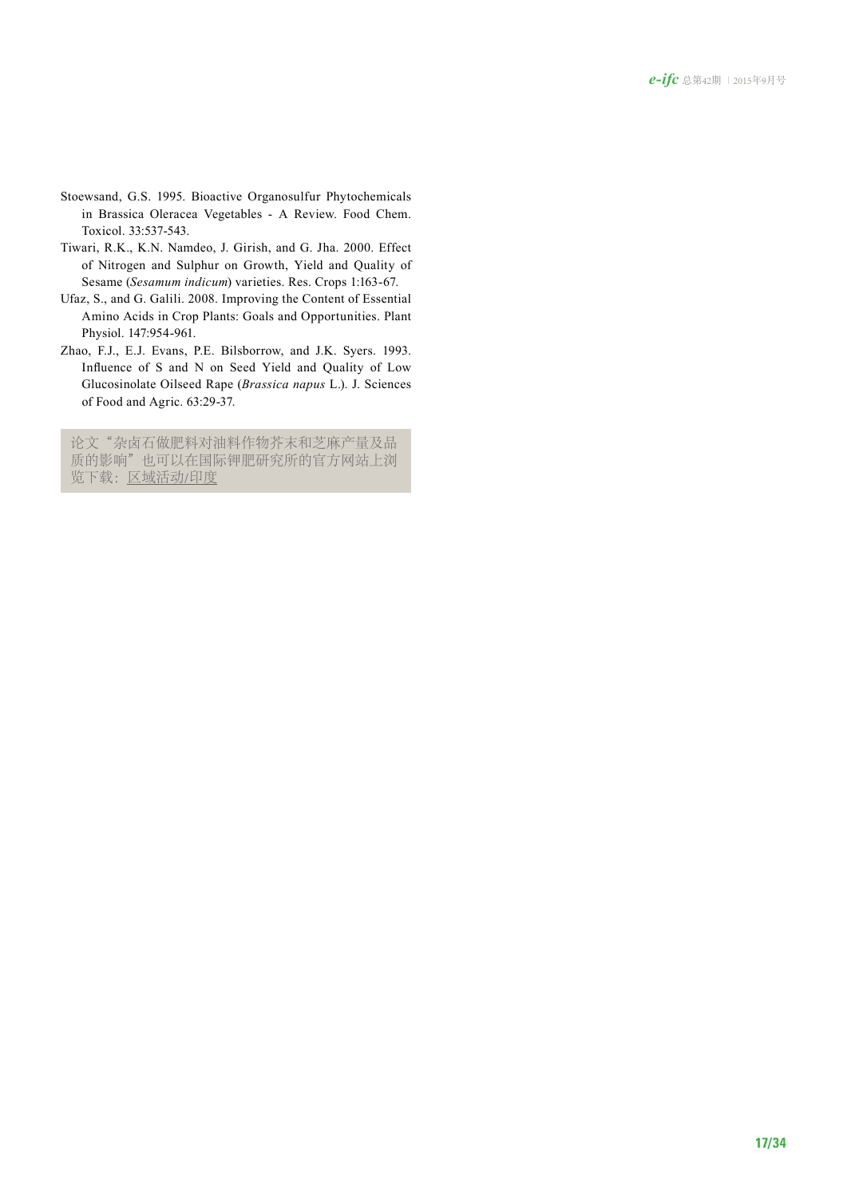Stoewsand, G.S. 1995. Bioactive Organosulfur Phytochemicals in Brassica Oleracea Vegetables - A Review. Food Chem. Toxicol. 33:537-543.

Tiwari, R.K., K.N. Namdeo, J. Girish, and G. Jha. 2000. Effect of Nitrogen and Sulphur on Growth, Yield and Quality of Sesame (*Sesamum indicum*) varieties. Res. Crops 1:163-67.

Ufaz, S., and G. Galili. 2008. Improving the Content of Essential Amino Acids in Crop Plants: Goals and Opportunities. Plant Physiol. 147:954-961.

Zhao, F.J., E.J. Evans, P.E. Bilsborrow, and J.K. Syers. 1993. Influence of S and N on Seed Yield and Quality of Low Glucosinolate Oilseed Rape (*Brassica napus* L.). J. Sciences of Food and Agric. 63:29-37.

论文“杂卤石做肥料对油料作物芥末和芝麻产量及品质的影响”也可以在国际钾肥研究所的官方网站上浏览下载：区域活动/印度